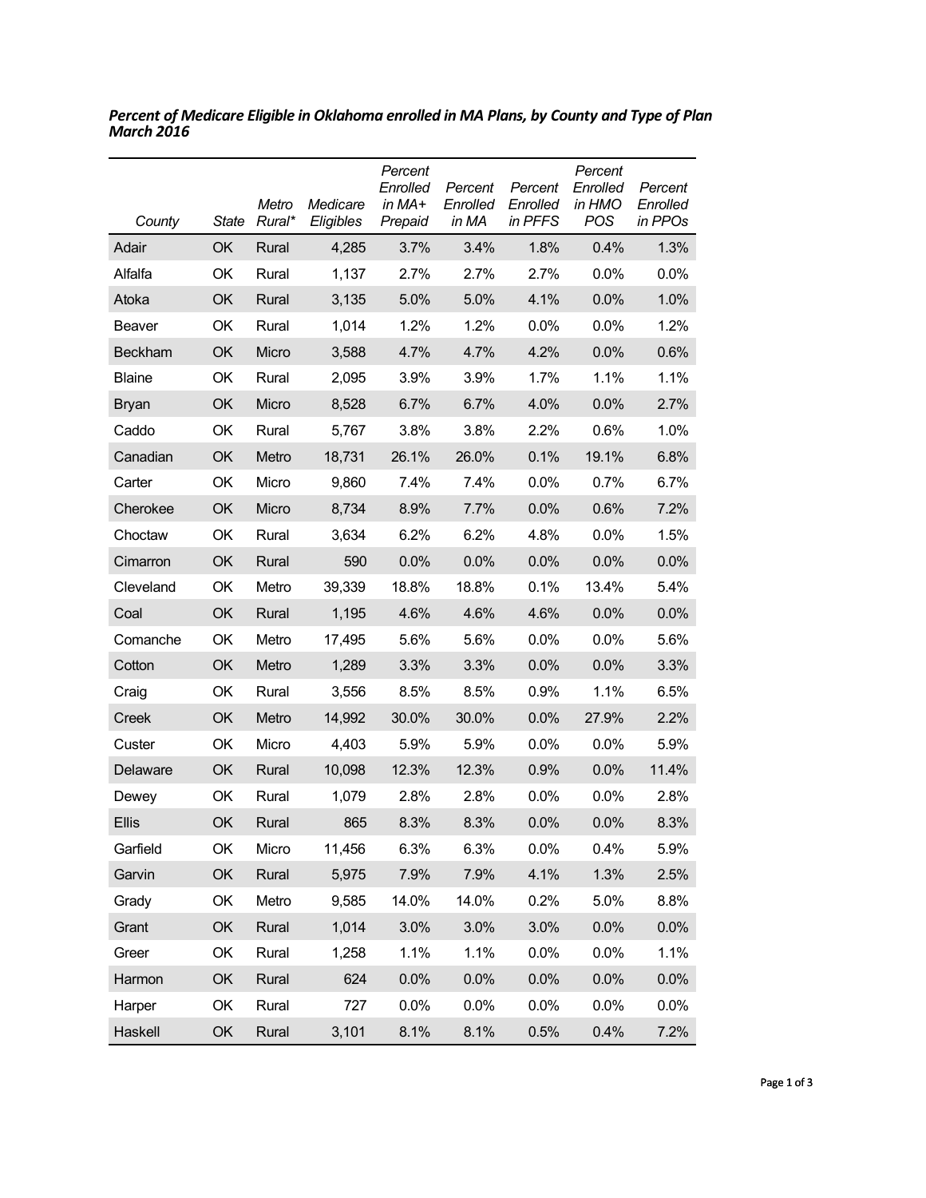***Percent of Medicare Eligible in Oklahoma enrolled in MA Plans, by County and Type of Plan March 2016***

| *County* | *State* | *Metro Rural\** | *Medicare Eligibles* | *Percent Enrolled in MA+ Prepaid* | *Percent Enrolled in MA* | *Percent Enrolled in PFFS* | *Percent Enrolled in HMO POS* | *Percent Enrolled in PPOs* |
|---|---|---|---|---|---|---|---|---|
| Adair | OK | Rural | 4,285 | 3.7% | 3.4% | 1.8% | 0.4% | 1.3% |
| Alfalfa | OK | Rural | 1,137 | 2.7% | 2.7% | 2.7% | 0.0% | 0.0% |
| Atoka | OK | Rural | 3,135 | 5.0% | 5.0% | 4.1% | 0.0% | 1.0% |
| Beaver | OK | Rural | 1,014 | 1.2% | 1.2% | 0.0% | 0.0% | 1.2% |
| Beckham | OK | Micro | 3,588 | 4.7% | 4.7% | 4.2% | 0.0% | 0.6% |
| Blaine | OK | Rural | 2,095 | 3.9% | 3.9% | 1.7% | 1.1% | 1.1% |
| Bryan | OK | Micro | 8,528 | 6.7% | 6.7% | 4.0% | 0.0% | 2.7% |
| Caddo | OK | Rural | 5,767 | 3.8% | 3.8% | 2.2% | 0.6% | 1.0% |
| Canadian | OK | Metro | 18,731 | 26.1% | 26.0% | 0.1% | 19.1% | 6.8% |
| Carter | OK | Micro | 9,860 | 7.4% | 7.4% | 0.0% | 0.7% | 6.7% |
| Cherokee | OK | Micro | 8,734 | 8.9% | 7.7% | 0.0% | 0.6% | 7.2% |
| Choctaw | OK | Rural | 3,634 | 6.2% | 6.2% | 4.8% | 0.0% | 1.5% |
| Cimarron | OK | Rural | 590 | 0.0% | 0.0% | 0.0% | 0.0% | 0.0% |
| Cleveland | OK | Metro | 39,339 | 18.8% | 18.8% | 0.1% | 13.4% | 5.4% |
| Coal | OK | Rural | 1,195 | 4.6% | 4.6% | 4.6% | 0.0% | 0.0% |
| Comanche | OK | Metro | 17,495 | 5.6% | 5.6% | 0.0% | 0.0% | 5.6% |
| Cotton | OK | Metro | 1,289 | 3.3% | 3.3% | 0.0% | 0.0% | 3.3% |
| Craig | OK | Rural | 3,556 | 8.5% | 8.5% | 0.9% | 1.1% | 6.5% |
| Creek | OK | Metro | 14,992 | 30.0% | 30.0% | 0.0% | 27.9% | 2.2% |
| Custer | OK | Micro | 4,403 | 5.9% | 5.9% | 0.0% | 0.0% | 5.9% |
| Delaware | OK | Rural | 10,098 | 12.3% | 12.3% | 0.9% | 0.0% | 11.4% |
| Dewey | OK | Rural | 1,079 | 2.8% | 2.8% | 0.0% | 0.0% | 2.8% |
| Ellis | OK | Rural | 865 | 8.3% | 8.3% | 0.0% | 0.0% | 8.3% |
| Garfield | OK | Micro | 11,456 | 6.3% | 6.3% | 0.0% | 0.4% | 5.9% |
| Garvin | OK | Rural | 5,975 | 7.9% | 7.9% | 4.1% | 1.3% | 2.5% |
| Grady | OK | Metro | 9,585 | 14.0% | 14.0% | 0.2% | 5.0% | 8.8% |
| Grant | OK | Rural | 1,014 | 3.0% | 3.0% | 3.0% | 0.0% | 0.0% |
| Greer | OK | Rural | 1,258 | 1.1% | 1.1% | 0.0% | 0.0% | 1.1% |
| Harmon | OK | Rural | 624 | 0.0% | 0.0% | 0.0% | 0.0% | 0.0% |
| Harper | OK | Rural | 727 | 0.0% | 0.0% | 0.0% | 0.0% | 0.0% |
| Haskell | OK | Rural | 3,101 | 8.1% | 8.1% | 0.5% | 0.4% | 7.2% |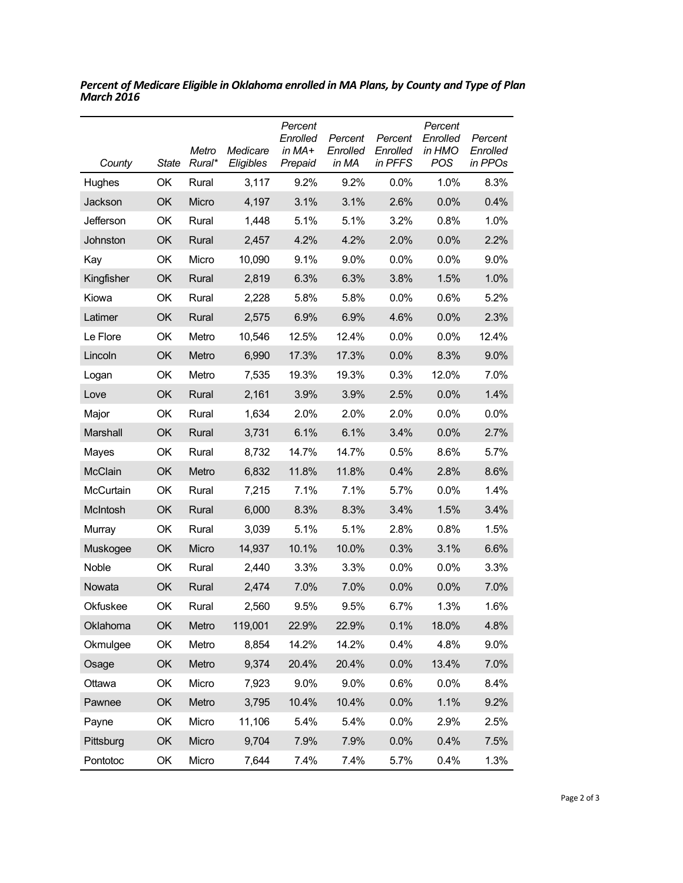***Percent of Medicare Eligible in Oklahoma enrolled in MA Plans, by County and Type of Plan March 2016***

| *County* | *State* | *Metro Rural\** | *Medicare Eligibles* | *Percent Enrolled in MA+ Prepaid* | *Percent Enrolled in MA* | *Percent Enrolled in PFFS* | *Percent Enrolled in HMO POS* | *Percent Enrolled in PPOs* |
|---|---|---|---|---|---|---|---|---|
| Hughes | OK | Rural | 3,117 | 9.2% | 9.2% | 0.0% | 1.0% | 8.3% |
| Jackson | OK | Micro | 4,197 | 3.1% | 3.1% | 2.6% | 0.0% | 0.4% |
| Jefferson | OK | Rural | 1,448 | 5.1% | 5.1% | 3.2% | 0.8% | 1.0% |
| Johnston | OK | Rural | 2,457 | 4.2% | 4.2% | 2.0% | 0.0% | 2.2% |
| Kay | OK | Micro | 10,090 | 9.1% | 9.0% | 0.0% | 0.0% | 9.0% |
| Kingfisher | OK | Rural | 2,819 | 6.3% | 6.3% | 3.8% | 1.5% | 1.0% |
| Kiowa | OK | Rural | 2,228 | 5.8% | 5.8% | 0.0% | 0.6% | 5.2% |
| Latimer | OK | Rural | 2,575 | 6.9% | 6.9% | 4.6% | 0.0% | 2.3% |
| Le Flore | OK | Metro | 10,546 | 12.5% | 12.4% | 0.0% | 0.0% | 12.4% |
| Lincoln | OK | Metro | 6,990 | 17.3% | 17.3% | 0.0% | 8.3% | 9.0% |
| Logan | OK | Metro | 7,535 | 19.3% | 19.3% | 0.3% | 12.0% | 7.0% |
| Love | OK | Rural | 2,161 | 3.9% | 3.9% | 2.5% | 0.0% | 1.4% |
| Major | OK | Rural | 1,634 | 2.0% | 2.0% | 2.0% | 0.0% | 0.0% |
| Marshall | OK | Rural | 3,731 | 6.1% | 6.1% | 3.4% | 0.0% | 2.7% |
| Mayes | OK | Rural | 8,732 | 14.7% | 14.7% | 0.5% | 8.6% | 5.7% |
| McClain | OK | Metro | 6,832 | 11.8% | 11.8% | 0.4% | 2.8% | 8.6% |
| McCurtain | OK | Rural | 7,215 | 7.1% | 7.1% | 5.7% | 0.0% | 1.4% |
| McIntosh | OK | Rural | 6,000 | 8.3% | 8.3% | 3.4% | 1.5% | 3.4% |
| Murray | OK | Rural | 3,039 | 5.1% | 5.1% | 2.8% | 0.8% | 1.5% |
| Muskogee | OK | Micro | 14,937 | 10.1% | 10.0% | 0.3% | 3.1% | 6.6% |
| Noble | OK | Rural | 2,440 | 3.3% | 3.3% | 0.0% | 0.0% | 3.3% |
| Nowata | OK | Rural | 2,474 | 7.0% | 7.0% | 0.0% | 0.0% | 7.0% |
| Okfuskee | OK | Rural | 2,560 | 9.5% | 9.5% | 6.7% | 1.3% | 1.6% |
| Oklahoma | OK | Metro | 119,001 | 22.9% | 22.9% | 0.1% | 18.0% | 4.8% |
| Okmulgee | OK | Metro | 8,854 | 14.2% | 14.2% | 0.4% | 4.8% | 9.0% |
| Osage | OK | Metro | 9,374 | 20.4% | 20.4% | 0.0% | 13.4% | 7.0% |
| Ottawa | OK | Micro | 7,923 | 9.0% | 9.0% | 0.6% | 0.0% | 8.4% |
| Pawnee | OK | Metro | 3,795 | 10.4% | 10.4% | 0.0% | 1.1% | 9.2% |
| Payne | OK | Micro | 11,106 | 5.4% | 5.4% | 0.0% | 2.9% | 2.5% |
| Pittsburg | OK | Micro | 9,704 | 7.9% | 7.9% | 0.0% | 0.4% | 7.5% |
| Pontotoc | OK | Micro | 7,644 | 7.4% | 7.4% | 5.7% | 0.4% | 1.3% |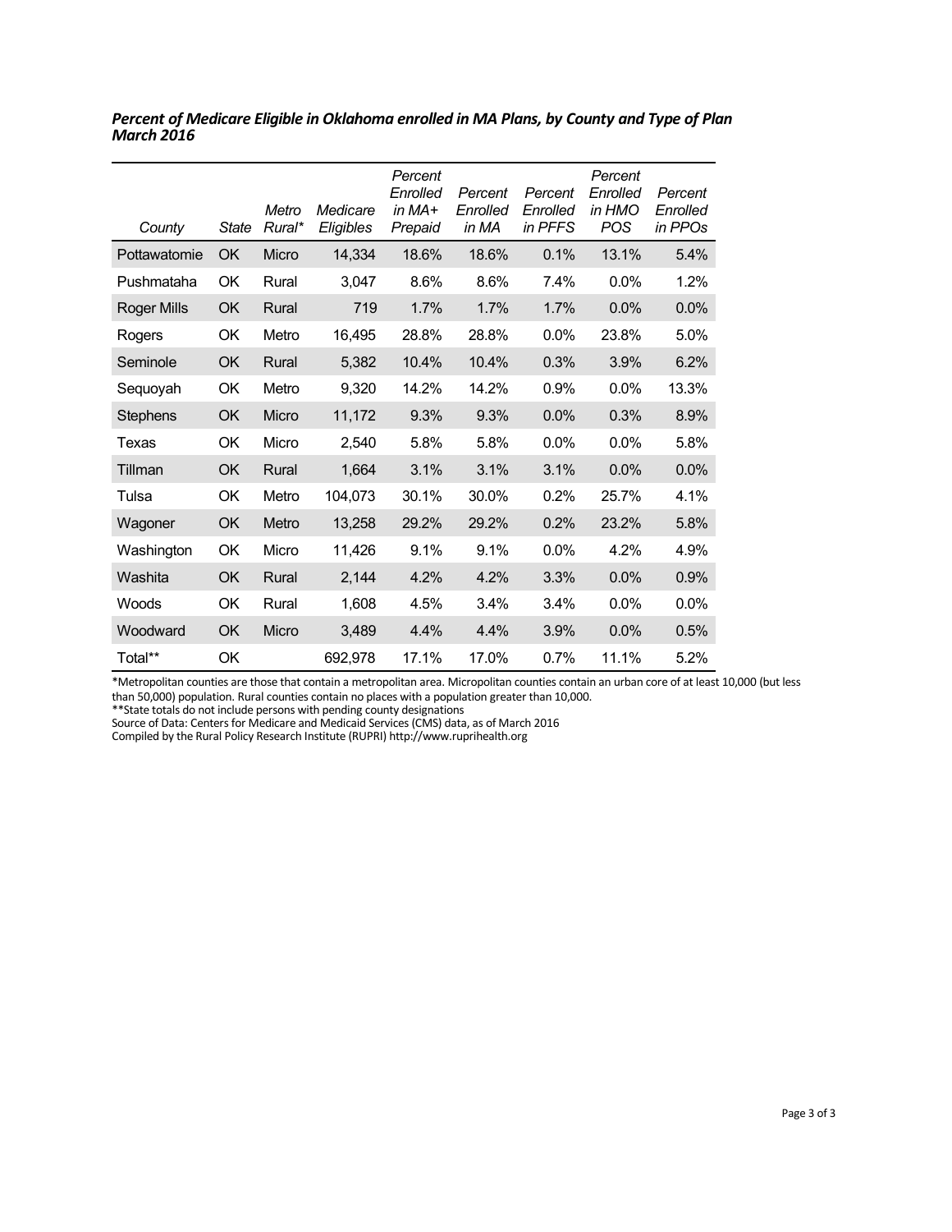***Percent of Medicare Eligible in Oklahoma enrolled in MA Plans, by County and Type of Plan March 2016***

| *County* | *State* | *Metro Rural** | *Medicare Eligibles* | *Percent Enrolled in MA+ Prepaid* | *Percent Enrolled in MA* | *Percent Enrolled in PFFS* | *Percent Enrolled in HMO POS* | *Percent Enrolled in PPOs* |
|---|---|---|---|---|---|---|---|---|
| Pottawatomie | OK | Micro | 14,334 | 18.6% | 18.6% | 0.1% | 13.1% | 5.4% |
| Pushmataha | OK | Rural | 3,047 | 8.6% | 8.6% | 7.4% | 0.0% | 1.2% |
| Roger Mills | OK | Rural | 719 | 1.7% | 1.7% | 1.7% | 0.0% | 0.0% |
| Rogers | OK | Metro | 16,495 | 28.8% | 28.8% | 0.0% | 23.8% | 5.0% |
| Seminole | OK | Rural | 5,382 | 10.4% | 10.4% | 0.3% | 3.9% | 6.2% |
| Sequoyah | OK | Metro | 9,320 | 14.2% | 14.2% | 0.9% | 0.0% | 13.3% |
| Stephens | OK | Micro | 11,172 | 9.3% | 9.3% | 0.0% | 0.3% | 8.9% |
| Texas | OK | Micro | 2,540 | 5.8% | 5.8% | 0.0% | 0.0% | 5.8% |
| Tillman | OK | Rural | 1,664 | 3.1% | 3.1% | 3.1% | 0.0% | 0.0% |
| Tulsa | OK | Metro | 104,073 | 30.1% | 30.0% | 0.2% | 25.7% | 4.1% |
| Wagoner | OK | Metro | 13,258 | 29.2% | 29.2% | 0.2% | 23.2% | 5.8% |
| Washington | OK | Micro | 11,426 | 9.1% | 9.1% | 0.0% | 4.2% | 4.9% |
| Washita | OK | Rural | 2,144 | 4.2% | 4.2% | 3.3% | 0.0% | 0.9% |
| Woods | OK | Rural | 1,608 | 4.5% | 3.4% | 3.4% | 0.0% | 0.0% |
| Woodward | OK | Micro | 3,489 | 4.4% | 4.4% | 3.9% | 0.0% | 0.5% |
| Total** | OK | | 692,978 | 17.1% | 17.0% | 0.7% | 11.1% | 5.2% |

*Metropolitan counties are those that contain a metropolitan area. Micropolitan counties contain an urban core of at least 10,000 (but less than 50,000) population. Rural counties contain no places with a population greater than 10,000.

**State totals do not include persons with pending county designations

Source of Data: Centers for Medicare and Medicaid Services (CMS) data, as of March 2016

Compiled by the Rural Policy Research Institute (RUPRI) http://www.ruprihealth.org